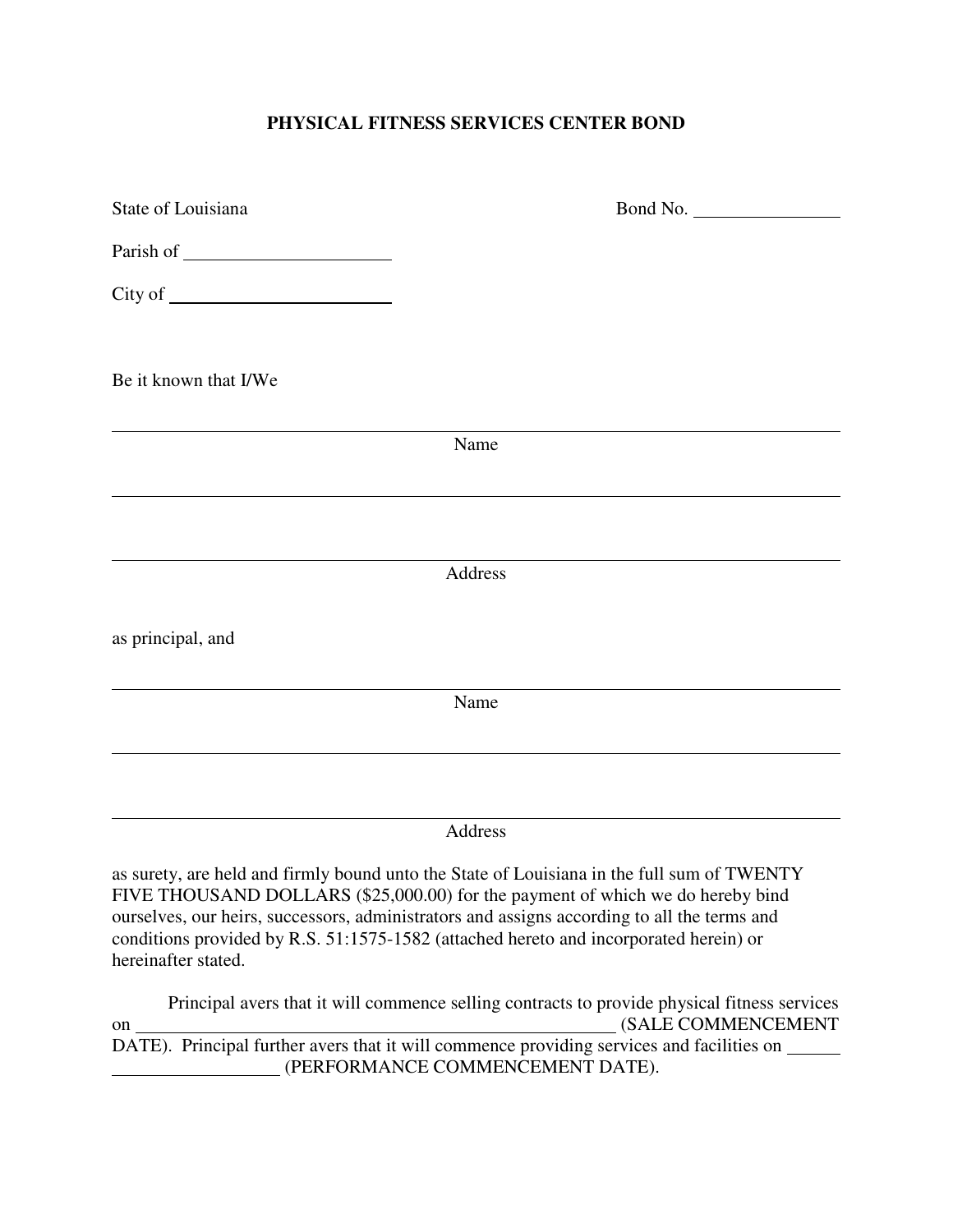# PHYSICAL FITNESS SERVICES CENTER BOND

State of Louisiana  Bond No. ________________

Parish of ______________________

City of ______________________

Be it known that I/We

_______________________________________________________________
Name

_______________________________________________________________

_______________________________________________________________
Address

as principal, and

_______________________________________________________________
Name

_______________________________________________________________

_______________________________________________________________
Address

as surety, are held and firmly bound unto the State of Louisiana in the full sum of TWENTY FIVE THOUSAND DOLLARS ($25,000.00) for the payment of which we do hereby bind ourselves, our heirs, successors, administrators and assigns according to all the terms and conditions provided by R.S. 51:1575-1582 (attached hereto and incorporated herein) or hereinafter stated.

Principal avers that it will commence selling contracts to provide physical fitness services on ______________________________________________ (SALE COMMENCEMENT DATE). Principal further avers that it will commence providing services and facilities on ______ __________________ (PERFORMANCE COMMENCEMENT DATE).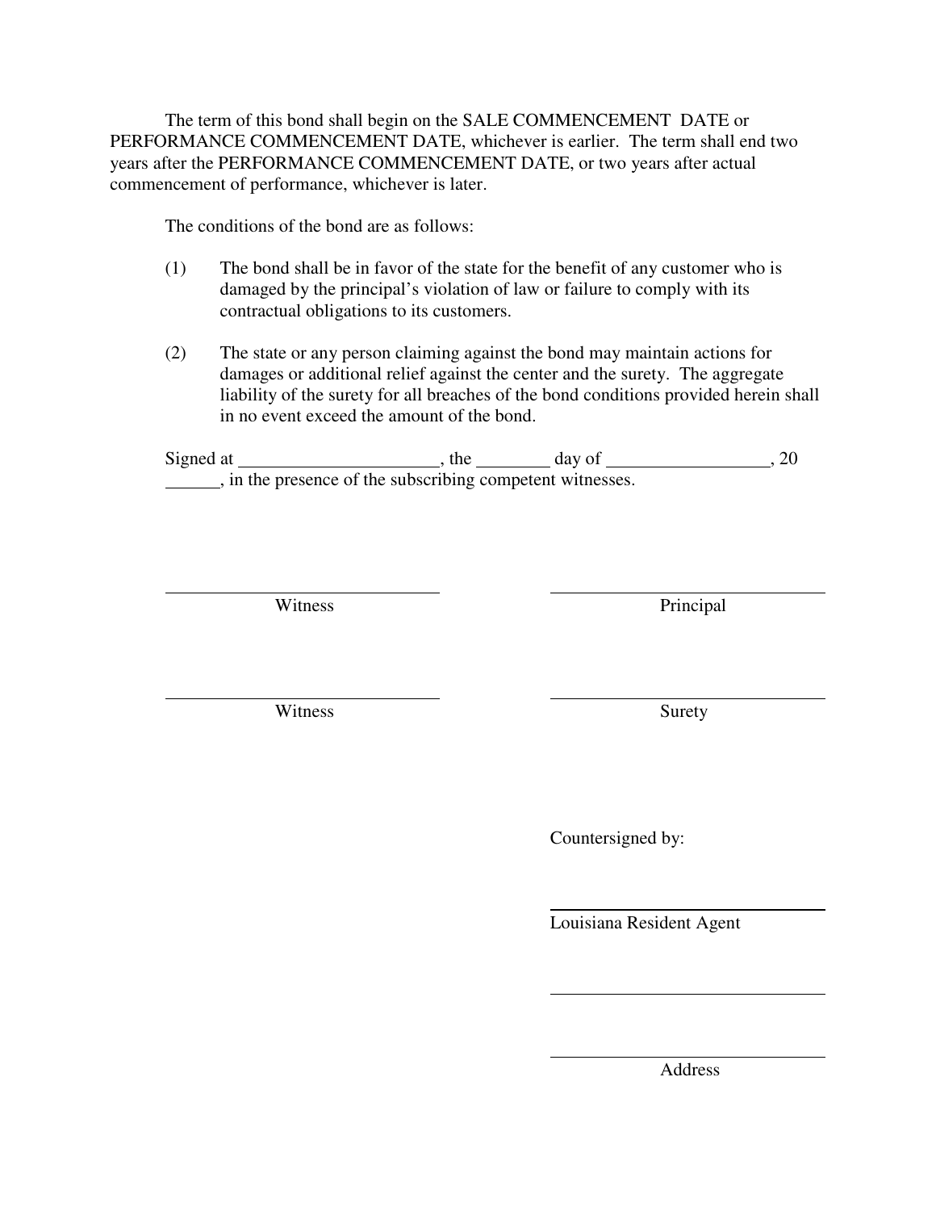The term of this bond shall begin on the SALE COMMENCEMENT DATE or PERFORMANCE COMMENCEMENT DATE, whichever is earlier. The term shall end two years after the PERFORMANCE COMMENCEMENT DATE, or two years after actual commencement of performance, whichever is later.

The conditions of the bond are as follows:

(1) The bond shall be in favor of the state for the benefit of any customer who is damaged by the principal's violation of law or failure to comply with its contractual obligations to its customers.

(2) The state or any person claiming against the bond may maintain actions for damages or additional relief against the center and the surety. The aggregate liability of the surety for all breaches of the bond conditions provided herein shall in no event exceed the amount of the bond.

Signed at ______________________, the ________ day of __________________, 20 ______, in the presence of the subscribing competent witnesses.

| | |
|---|---|
| ______________________________ | ______________________________ |
| Witness | Principal |
| ______________________________ | ______________________________ |
| Witness | Surety |

Countersigned by:

______________________________

Louisiana Resident Agent

______________________________

______________________________

Address